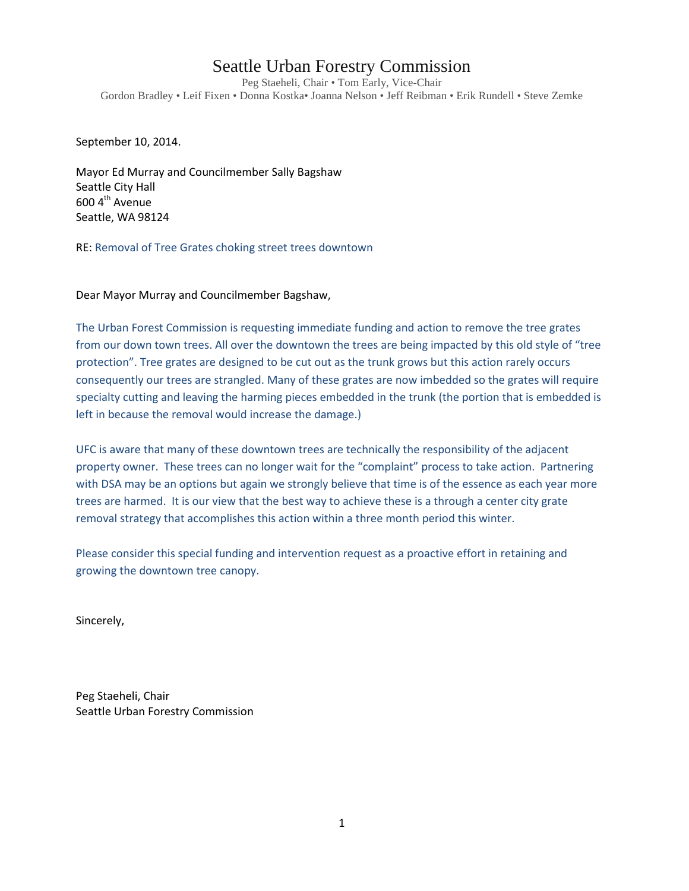# Seattle Urban Forestry Commission

Peg Staeheli, Chair • Tom Early, Vice-Chair
Gordon Bradley • Leif Fixen • Donna Kostka• Joanna Nelson • Jeff Reibman • Erik Rundell • Steve Zemke

September 10, 2014.

Mayor Ed Murray and Councilmember Sally Bagshaw
Seattle City Hall
600 4th Avenue
Seattle, WA 98124

RE: Removal of Tree Grates choking street trees downtown

Dear Mayor Murray and Councilmember Bagshaw,

The Urban Forest Commission is requesting immediate funding and action to remove the tree grates from our down town trees. All over the downtown the trees are being impacted by this old style of "tree protection". Tree grates are designed to be cut out as the trunk grows but this action rarely occurs consequently our trees are strangled. Many of these grates are now imbedded so the grates will require specialty cutting and leaving the harming pieces embedded in the trunk (the portion that is embedded is left in because the removal would increase the damage.)

UFC is aware that many of these downtown trees are technically the responsibility of the adjacent property owner. These trees can no longer wait for the "complaint" process to take action. Partnering with DSA may be an options but again we strongly believe that time is of the essence as each year more trees are harmed. It is our view that the best way to achieve these is a through a center city grate removal strategy that accomplishes this action within a three month period this winter.

Please consider this special funding and intervention request as a proactive effort in retaining and growing the downtown tree canopy.

Sincerely,

Peg Staeheli, Chair
Seattle Urban Forestry Commission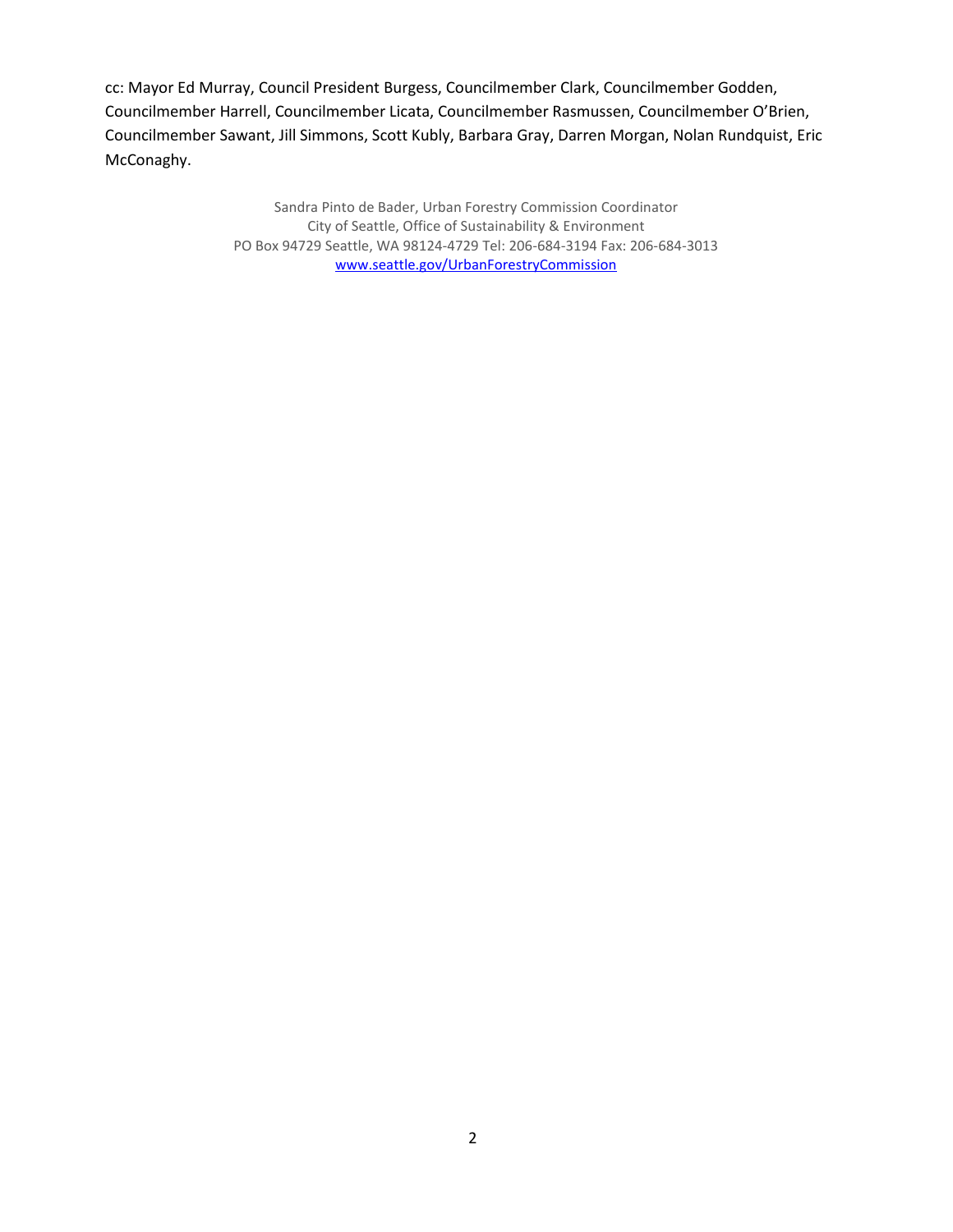cc: Mayor Ed Murray, Council President Burgess, Councilmember Clark, Councilmember Godden, Councilmember Harrell, Councilmember Licata, Councilmember Rasmussen, Councilmember O'Brien, Councilmember Sawant, Jill Simmons, Scott Kubly, Barbara Gray, Darren Morgan, Nolan Rundquist, Eric McConaghy.

Sandra Pinto de Bader, Urban Forestry Commission Coordinator
City of Seattle, Office of Sustainability & Environment
PO Box 94729 Seattle, WA 98124-4729 Tel: 206-684-3194 Fax: 206-684-3013
[www.seattle.gov/UrbanForestryCommission](http://www.seattle.gov/UrbanForestryCommission)